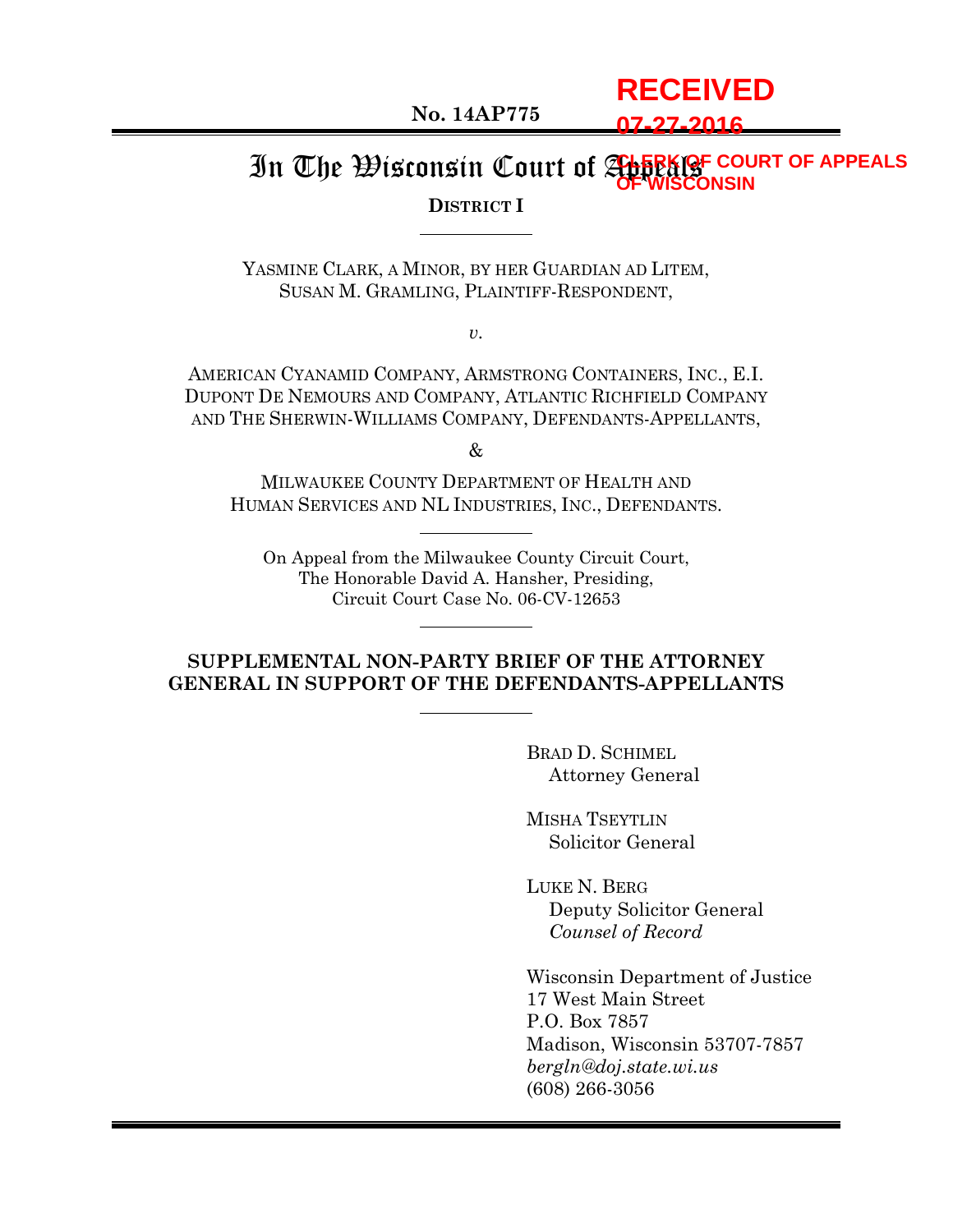RECEIVED
07-27-2016
CLERK OF COURT OF APPEALS
OF WISCONSIN

No. 14AP775

# In The Wisconsin Court of Appeals

**DISTRICT I**

YASMINE CLARK, A MINOR, BY HER GUARDIAN AD LITEM, SUSAN M. GRAMLING, PLAINTIFF-RESPONDENT,

*v.*

AMERICAN CYANAMID COMPANY, ARMSTRONG CONTAINERS, INC., E.I. DUPONT DE NEMOURS AND COMPANY, ATLANTIC RICHFIELD COMPANY AND THE SHERWIN-WILLIAMS COMPANY, DEFENDANTS-APPELLANTS,

&

MILWAUKEE COUNTY DEPARTMENT OF HEALTH AND HUMAN SERVICES AND NL INDUSTRIES, INC., DEFENDANTS.

On Appeal from the Milwaukee County Circuit Court,
The Honorable David A. Hansher, Presiding,
Circuit Court Case No. 06-CV-12653

## SUPPLEMENTAL NON-PARTY BRIEF OF THE ATTORNEY GENERAL IN SUPPORT OF THE DEFENDANTS-APPELLANTS

BRAD D. SCHIMEL
Attorney General

MISHA TSEYTLIN
Solicitor General

LUKE N. BERG
Deputy Solicitor General
*Counsel of Record*

Wisconsin Department of Justice
17 West Main Street
P.O. Box 7857
Madison, Wisconsin 53707-7857
*bergln@doj.state.wi.us*
(608) 266-3056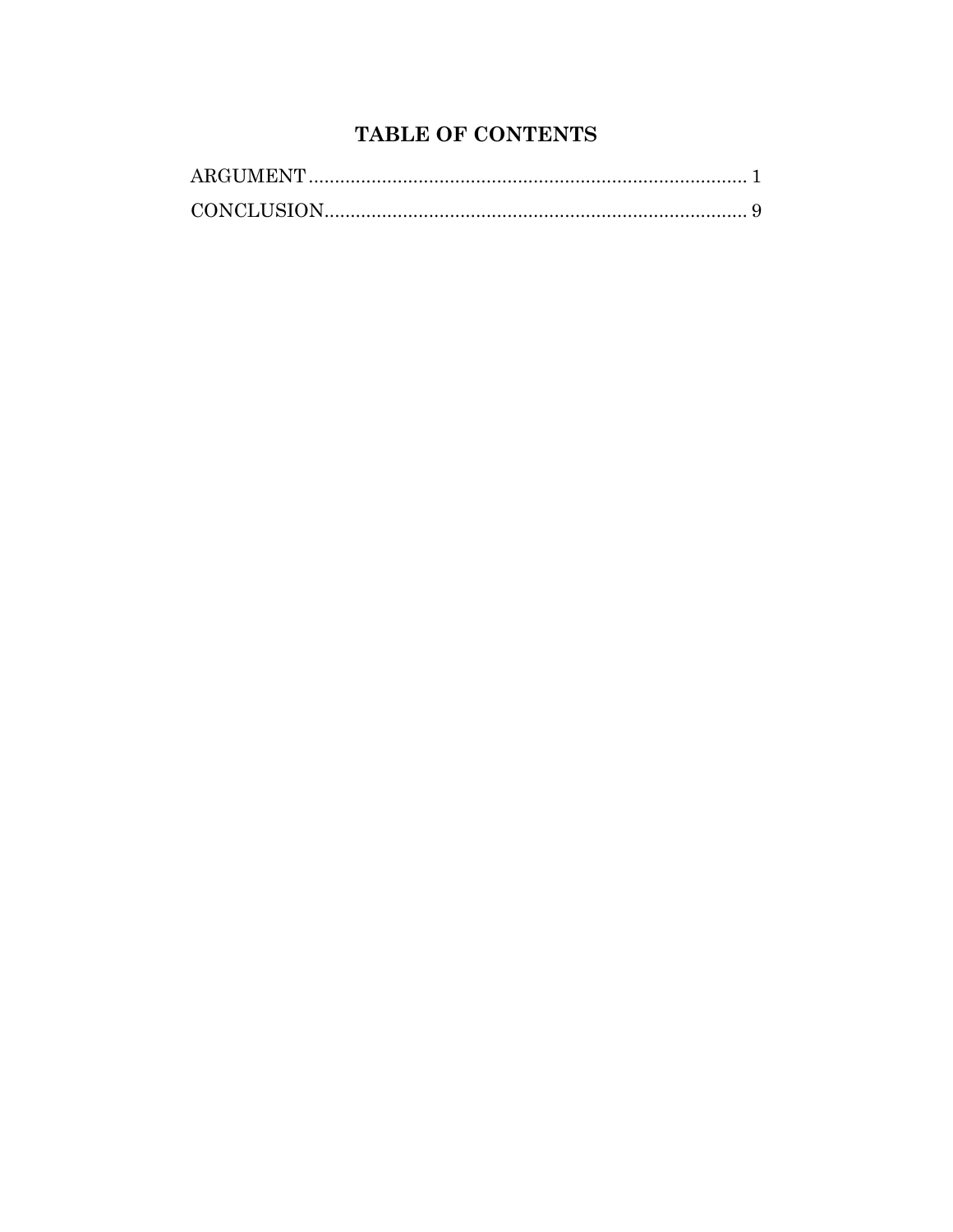# TABLE OF CONTENTS

ARGUMENT .................................................................................... 1

CONCLUSION................................................................................. 9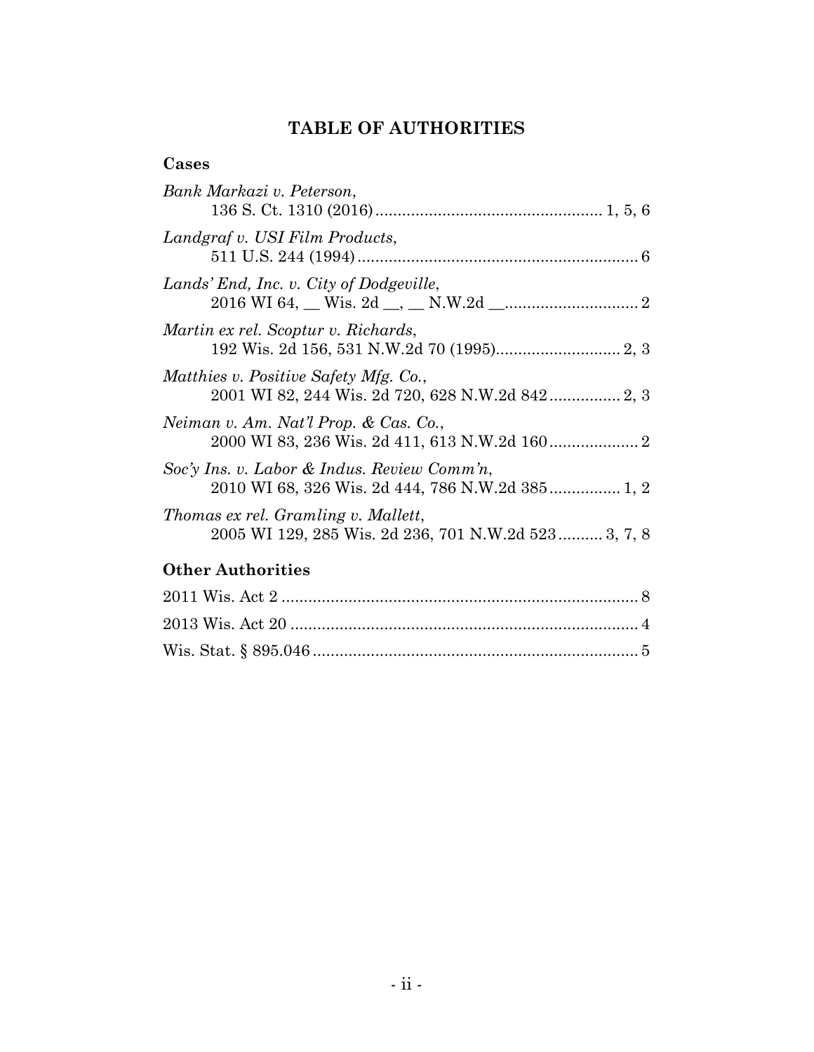# TABLE OF AUTHORITIES

## Cases

*Bank Markazi v. Peterson*,
136 S. Ct. 1310 (2016) .................................................. 1, 5, 6

*Landgraf v. USI Film Products*,
511 U.S. 244 (1994) .............................................................. 6

*Lands' End, Inc. v. City of Dodgeville*,
2016 WI 64, __ Wis. 2d __, __ N.W.2d __.............................. 2

*Martin ex rel. Scoptur v. Richards*,
192 Wis. 2d 156, 531 N.W.2d 70 (1995)............................ 2, 3

*Matthies v. Positive Safety Mfg. Co.*,
2001 WI 82, 244 Wis. 2d 720, 628 N.W.2d 842 ................ 2, 3

*Neiman v. Am. Nat'l Prop. & Cas. Co.*,
2000 WI 83, 236 Wis. 2d 411, 613 N.W.2d 160 .................... 2

*Soc'y Ins. v. Labor & Indus. Review Comm'n*,
2010 WI 68, 326 Wis. 2d 444, 786 N.W.2d 385 ................ 1, 2

*Thomas ex rel. Gramling v. Mallett*,
2005 WI 129, 285 Wis. 2d 236, 701 N.W.2d 523.......... 3, 7, 8

## Other Authorities

2011 Wis. Act 2 ............................................................................... 8

2013 Wis. Act 20 ............................................................................. 4

Wis. Stat. § 895.046 ......................................................................... 5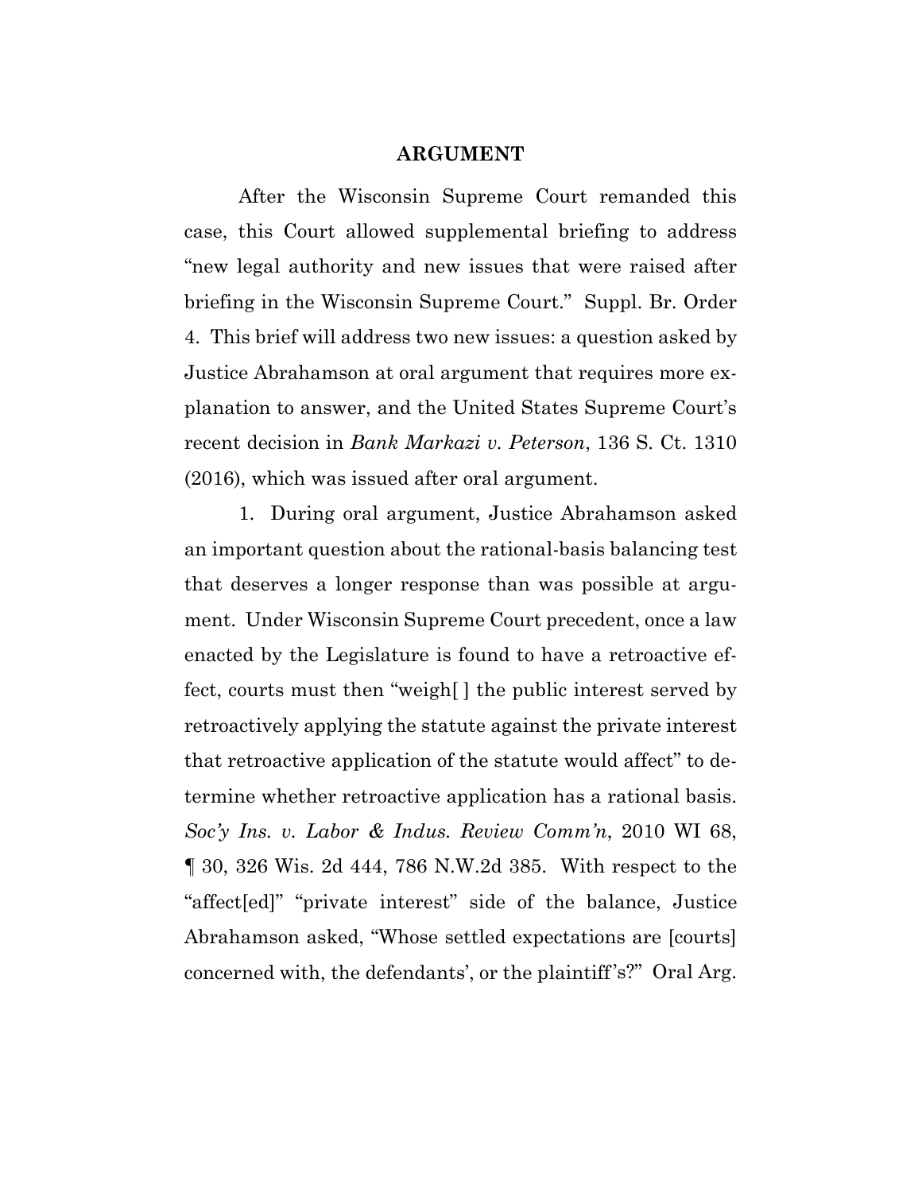## ARGUMENT

After the Wisconsin Supreme Court remanded this case, this Court allowed supplemental briefing to address "new legal authority and new issues that were raised after briefing in the Wisconsin Supreme Court." Suppl. Br. Order 4. This brief will address two new issues: a question asked by Justice Abrahamson at oral argument that requires more explanation to answer, and the United States Supreme Court's recent decision in *Bank Markazi v. Peterson*, 136 S. Ct. 1310 (2016), which was issued after oral argument.

1. During oral argument, Justice Abrahamson asked an important question about the rational-basis balancing test that deserves a longer response than was possible at argument. Under Wisconsin Supreme Court precedent, once a law enacted by the Legislature is found to have a retroactive effect, courts must then "weigh[ ] the public interest served by retroactively applying the statute against the private interest that retroactive application of the statute would affect" to determine whether retroactive application has a rational basis. *Soc'y Ins. v. Labor & Indus. Review Comm'n*, 2010 WI 68, ¶ 30, 326 Wis. 2d 444, 786 N.W.2d 385. With respect to the "affect[ed]" "private interest" side of the balance, Justice Abrahamson asked, "Whose settled expectations are [courts] concerned with, the defendants', or the plaintiff's?" Oral Arg.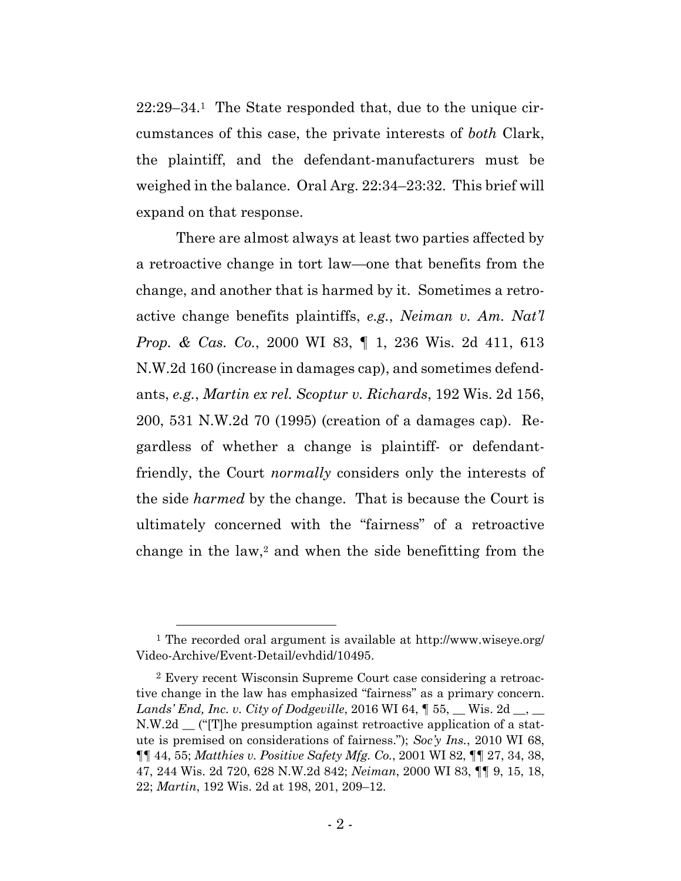22:29–34.[1] The State responded that, due to the unique circumstances of this case, the private interests of *both* Clark, the plaintiff, and the defendant-manufacturers must be weighed in the balance. Oral Arg. 22:34–23:32. This brief will expand on that response.

There are almost always at least two parties affected by a retroactive change in tort law—one that benefits from the change, and another that is harmed by it. Sometimes a retroactive change benefits plaintiffs, *e.g.*, *Neiman v. Am. Nat'l Prop. & Cas. Co.*, 2000 WI 83, ¶ 1, 236 Wis. 2d 411, 613 N.W.2d 160 (increase in damages cap), and sometimes defendants, *e.g.*, *Martin ex rel. Scoptur v. Richards*, 192 Wis. 2d 156, 200, 531 N.W.2d 70 (1995) (creation of a damages cap). Regardless of whether a change is plaintiff- or defendant-friendly, the Court *normally* considers only the interests of the side *harmed* by the change. That is because the Court is ultimately concerned with the "fairness" of a retroactive change in the law,[2] and when the side benefitting from the

---

[1] The recorded oral argument is available at http://www.wiseye.org/Video-Archive/Event-Detail/evhdid/10495.

[2] Every recent Wisconsin Supreme Court case considering a retroactive change in the law has emphasized "fairness" as a primary concern. *Lands' End, Inc. v. City of Dodgeville*, 2016 WI 64, ¶ 55, __ Wis. 2d __, __ N.W.2d __ ("[T]he presumption against retroactive application of a statute is premised on considerations of fairness."); *Soc'y Ins.*, 2010 WI 68, ¶¶ 44, 55; *Matthies v. Positive Safety Mfg. Co.*, 2001 WI 82, ¶¶ 27, 34, 38, 47, 244 Wis. 2d 720, 628 N.W.2d 842; *Neiman*, 2000 WI 83, ¶¶ 9, 15, 18, 22; *Martin*, 192 Wis. 2d at 198, 201, 209–12.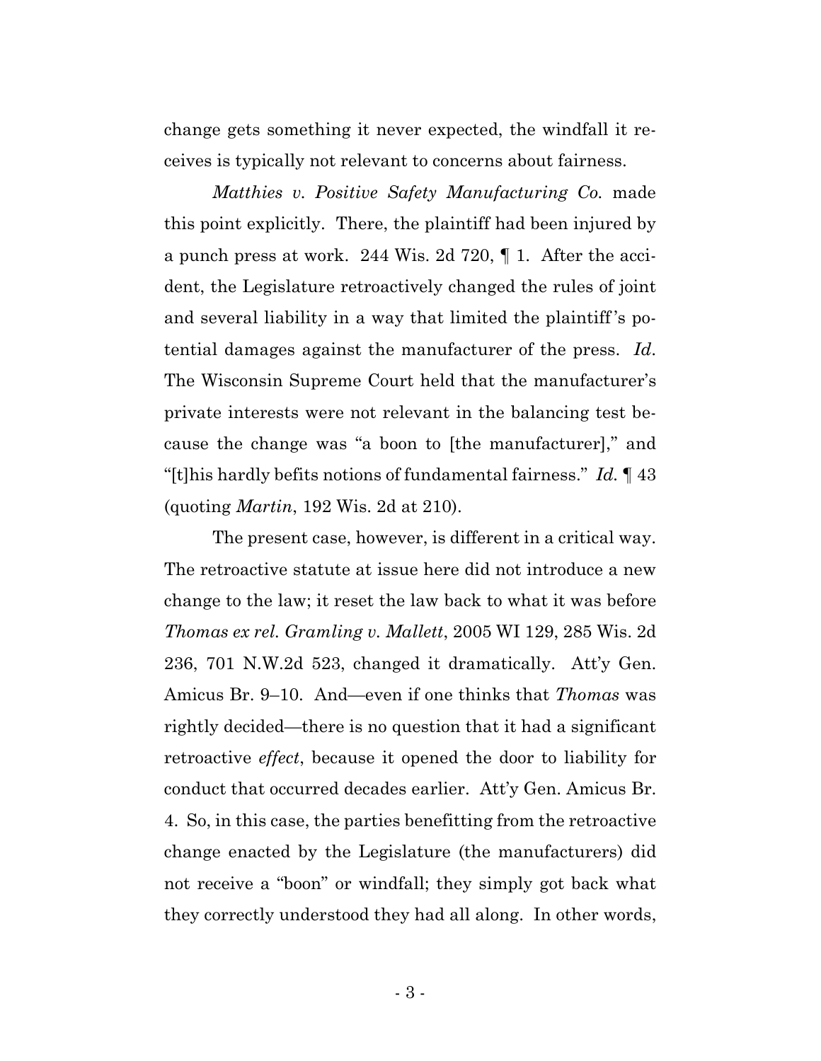change gets something it never expected, the windfall it receives is typically not relevant to concerns about fairness.

*Matthies v. Positive Safety Manufacturing Co.* made this point explicitly. There, the plaintiff had been injured by a punch press at work. 244 Wis. 2d 720, ¶ 1. After the accident, the Legislature retroactively changed the rules of joint and several liability in a way that limited the plaintiff's potential damages against the manufacturer of the press. *Id*. The Wisconsin Supreme Court held that the manufacturer's private interests were not relevant in the balancing test because the change was "a boon to [the manufacturer]," and "[t]his hardly befits notions of fundamental fairness." *Id.* ¶ 43 (quoting *Martin*, 192 Wis. 2d at 210).

The present case, however, is different in a critical way. The retroactive statute at issue here did not introduce a new change to the law; it reset the law back to what it was before *Thomas ex rel. Gramling v. Mallett*, 2005 WI 129, 285 Wis. 2d 236, 701 N.W.2d 523, changed it dramatically. Att'y Gen. Amicus Br. 9–10. And—even if one thinks that *Thomas* was rightly decided—there is no question that it had a significant retroactive *effect*, because it opened the door to liability for conduct that occurred decades earlier. Att'y Gen. Amicus Br. 4. So, in this case, the parties benefitting from the retroactive change enacted by the Legislature (the manufacturers) did not receive a "boon" or windfall; they simply got back what they correctly understood they had all along. In other words,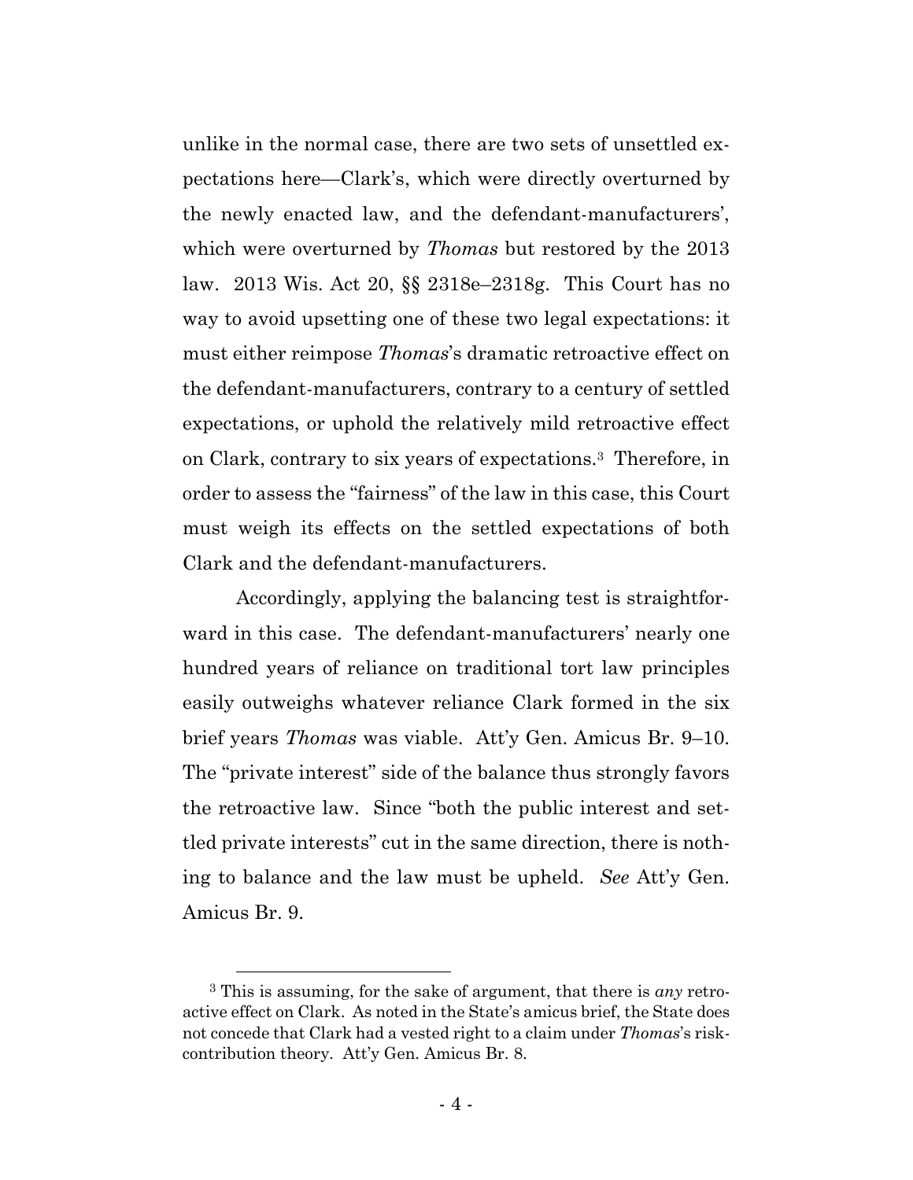unlike in the normal case, there are two sets of unsettled expectations here—Clark's, which were directly overturned by the newly enacted law, and the defendant-manufacturers', which were overturned by *Thomas* but restored by the 2013 law. 2013 Wis. Act 20, §§ 2318e–2318g. This Court has no way to avoid upsetting one of these two legal expectations: it must either reimpose *Thomas*'s dramatic retroactive effect on the defendant-manufacturers, contrary to a century of settled expectations, or uphold the relatively mild retroactive effect on Clark, contrary to six years of expectations.[3] Therefore, in order to assess the "fairness" of the law in this case, this Court must weigh its effects on the settled expectations of both Clark and the defendant-manufacturers.

Accordingly, applying the balancing test is straightforward in this case. The defendant-manufacturers' nearly one hundred years of reliance on traditional tort law principles easily outweighs whatever reliance Clark formed in the six brief years *Thomas* was viable. Att'y Gen. Amicus Br. 9–10. The "private interest" side of the balance thus strongly favors the retroactive law. Since "both the public interest and settled private interests" cut in the same direction, there is nothing to balance and the law must be upheld. *See* Att'y Gen. Amicus Br. 9.

[3] This is assuming, for the sake of argument, that there is *any* retroactive effect on Clark. As noted in the State's amicus brief, the State does not concede that Clark had a vested right to a claim under *Thomas*'s risk-contribution theory. Att'y Gen. Amicus Br. 8.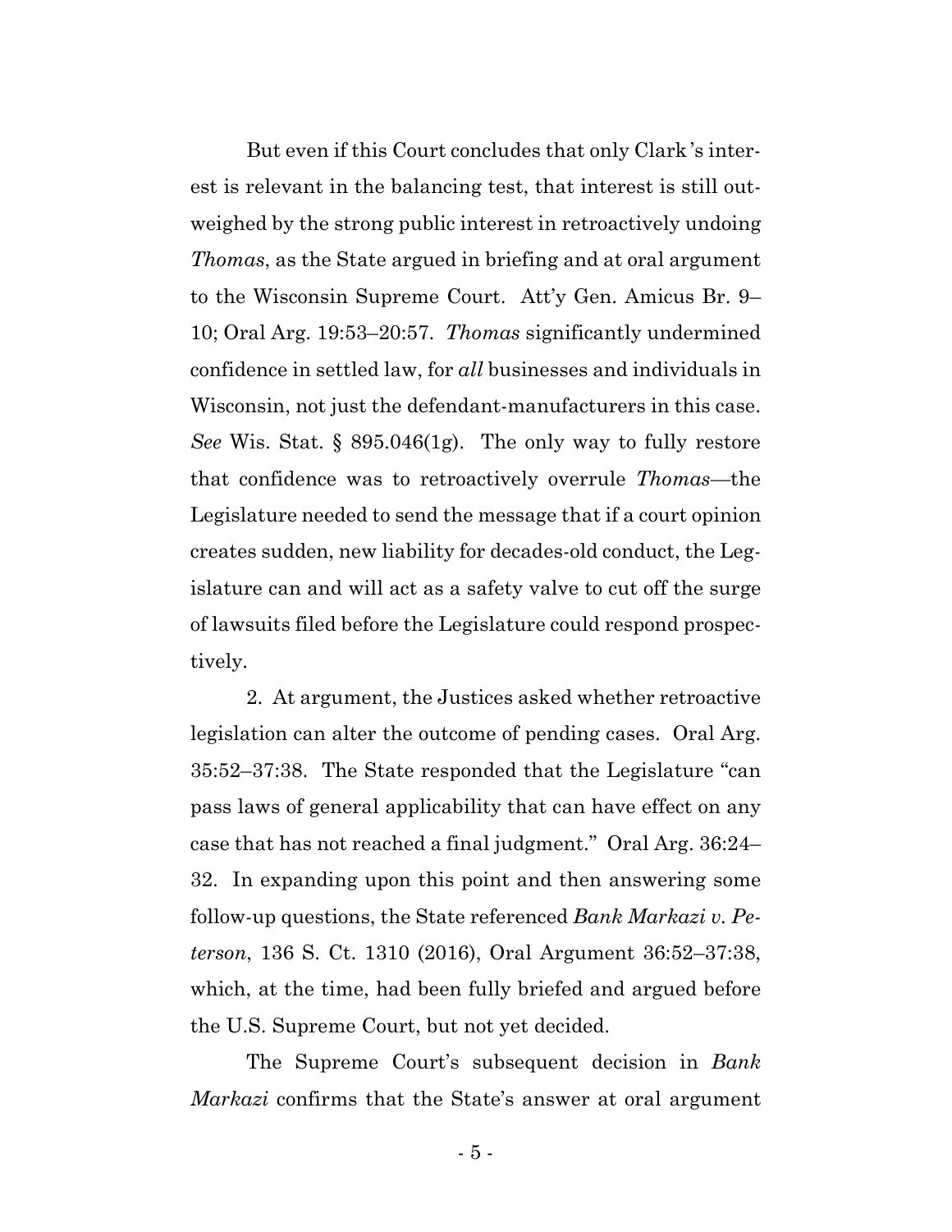But even if this Court concludes that only Clark's interest is relevant in the balancing test, that interest is still outweighed by the strong public interest in retroactively undoing *Thomas*, as the State argued in briefing and at oral argument to the Wisconsin Supreme Court. Att'y Gen. Amicus Br. 9–10; Oral Arg. 19:53–20:57. *Thomas* significantly undermined confidence in settled law, for *all* businesses and individuals in Wisconsin, not just the defendant-manufacturers in this case. *See* Wis. Stat. § 895.046(1g). The only way to fully restore that confidence was to retroactively overrule *Thomas*—the Legislature needed to send the message that if a court opinion creates sudden, new liability for decades-old conduct, the Legislature can and will act as a safety valve to cut off the surge of lawsuits filed before the Legislature could respond prospectively.

2. At argument, the Justices asked whether retroactive legislation can alter the outcome of pending cases. Oral Arg. 35:52–37:38. The State responded that the Legislature "can pass laws of general applicability that can have effect on any case that has not reached a final judgment." Oral Arg. 36:24–32. In expanding upon this point and then answering some follow-up questions, the State referenced *Bank Markazi v. Peterson*, 136 S. Ct. 1310 (2016), Oral Argument 36:52–37:38, which, at the time, had been fully briefed and argued before the U.S. Supreme Court, but not yet decided.

The Supreme Court's subsequent decision in *Bank Markazi* confirms that the State's answer at oral argument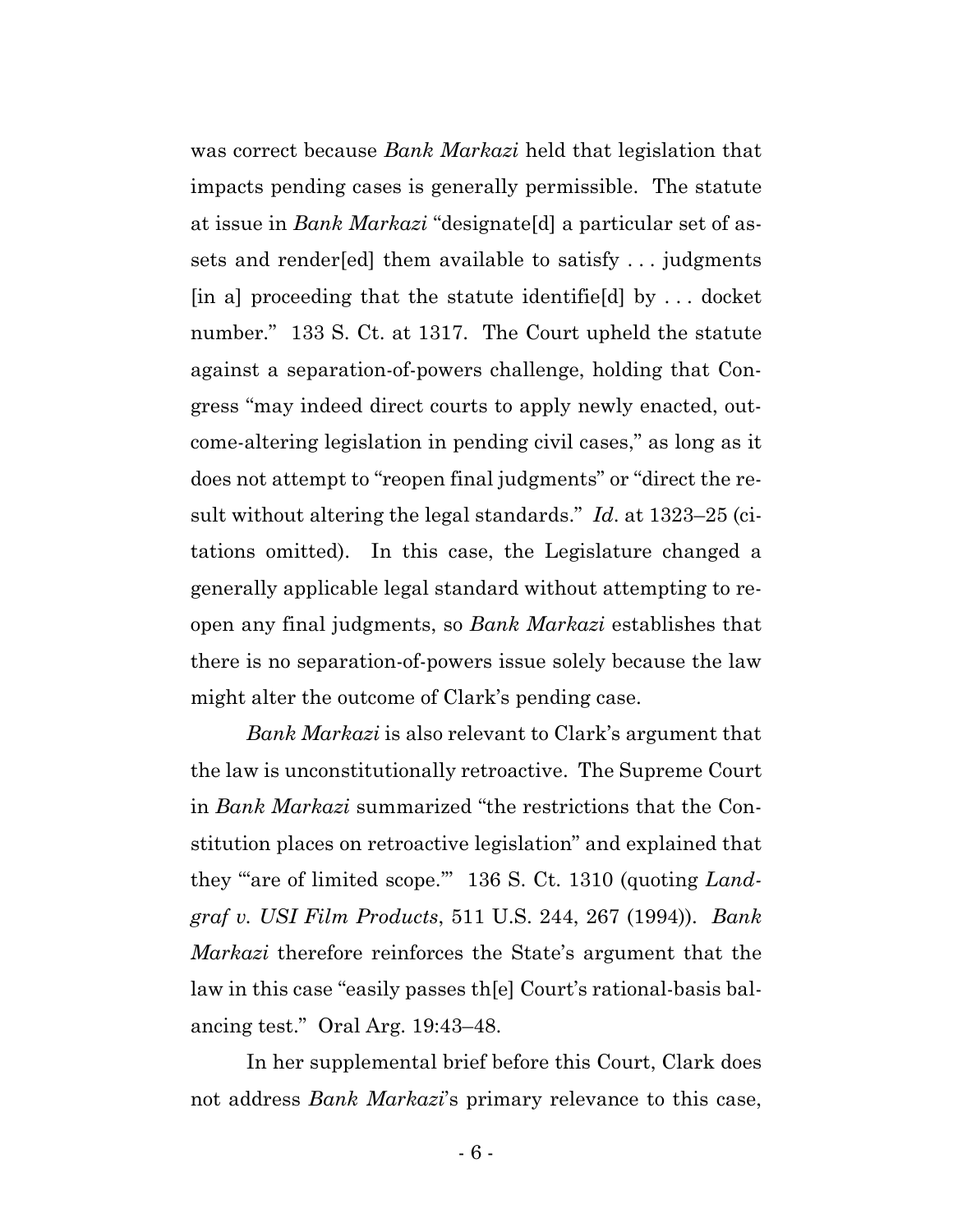was correct because *Bank Markazi* held that legislation that impacts pending cases is generally permissible. The statute at issue in *Bank Markazi* "designate[d] a particular set of assets and render[ed] them available to satisfy . . . judgments [in a] proceeding that the statute identifie[d] by . . . docket number." 133 S. Ct. at 1317. The Court upheld the statute against a separation-of-powers challenge, holding that Congress "may indeed direct courts to apply newly enacted, outcome-altering legislation in pending civil cases," as long as it does not attempt to "reopen final judgments" or "direct the result without altering the legal standards." *Id*. at 1323–25 (citations omitted). In this case, the Legislature changed a generally applicable legal standard without attempting to reopen any final judgments, so *Bank Markazi* establishes that there is no separation-of-powers issue solely because the law might alter the outcome of Clark's pending case.

*Bank Markazi* is also relevant to Clark's argument that the law is unconstitutionally retroactive. The Supreme Court in *Bank Markazi* summarized "the restrictions that the Constitution places on retroactive legislation" and explained that they "'are of limited scope.'" 136 S. Ct. 1310 (quoting *Landgraf v. USI Film Products*, 511 U.S. 244, 267 (1994)). *Bank Markazi* therefore reinforces the State's argument that the law in this case "easily passes th[e] Court's rational-basis balancing test." Oral Arg. 19:43–48.

In her supplemental brief before this Court, Clark does not address *Bank Markazi*'s primary relevance to this case,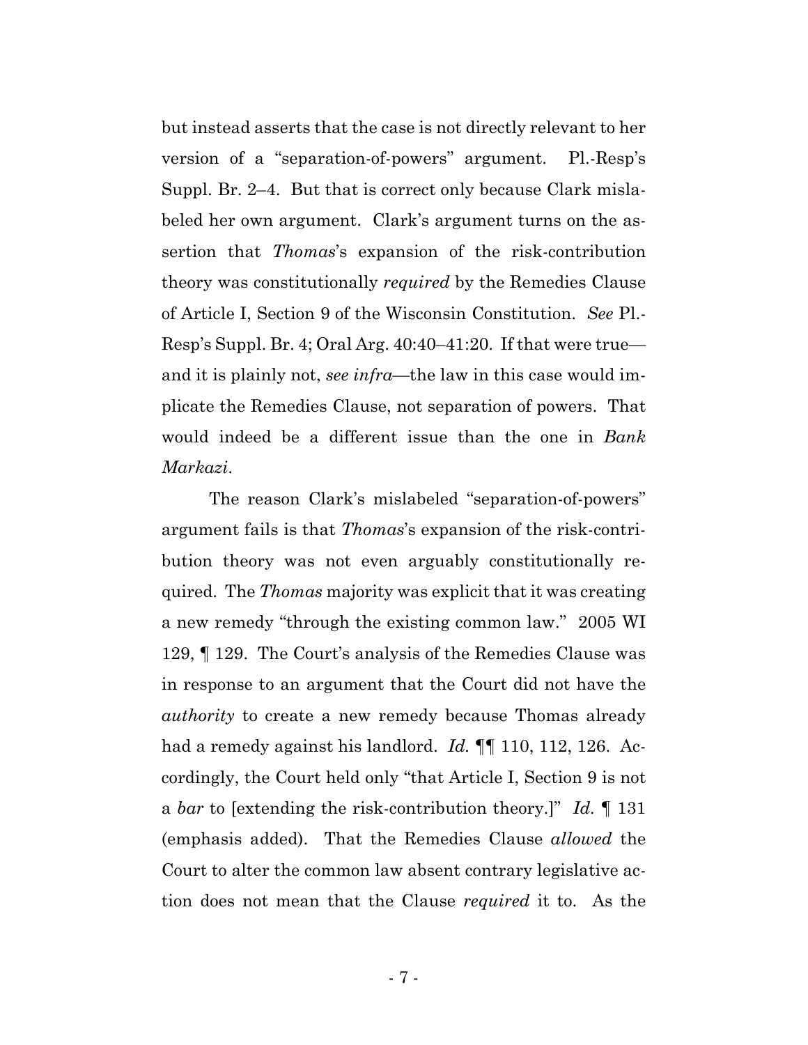but instead asserts that the case is not directly relevant to her version of a "separation-of-powers" argument. Pl.-Resp's Suppl. Br. 2–4. But that is correct only because Clark mislabeled her own argument. Clark's argument turns on the assertion that *Thomas*'s expansion of the risk-contribution theory was constitutionally *required* by the Remedies Clause of Article I, Section 9 of the Wisconsin Constitution. *See* Pl.-Resp's Suppl. Br. 4; Oral Arg. 40:40–41:20. If that were true—and it is plainly not, *see infra*—the law in this case would implicate the Remedies Clause, not separation of powers. That would indeed be a different issue than the one in *Bank Markazi*.

The reason Clark's mislabeled "separation-of-powers" argument fails is that *Thomas*'s expansion of the risk-contribution theory was not even arguably constitutionally required. The *Thomas* majority was explicit that it was creating a new remedy "through the existing common law." 2005 WI 129, ¶ 129. The Court's analysis of the Remedies Clause was in response to an argument that the Court did not have the *authority* to create a new remedy because Thomas already had a remedy against his landlord. *Id.* ¶¶ 110, 112, 126. Accordingly, the Court held only "that Article I, Section 9 is not a *bar* to [extending the risk-contribution theory.]" *Id.* ¶ 131 (emphasis added). That the Remedies Clause *allowed* the Court to alter the common law absent contrary legislative action does not mean that the Clause *required* it to. As the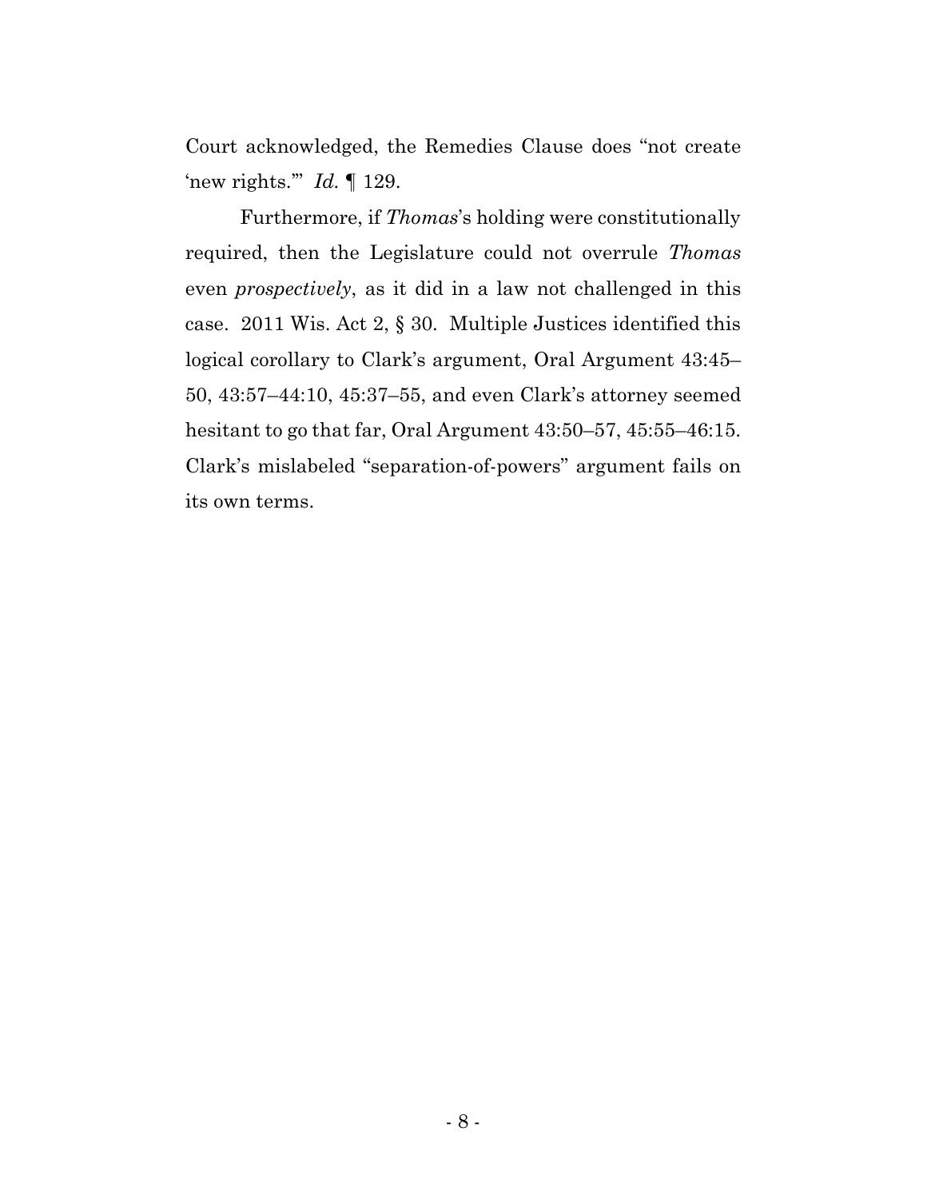Court acknowledged, the Remedies Clause does "not create 'new rights.'" *Id.* ¶ 129.

Furthermore, if *Thomas*'s holding were constitutionally required, then the Legislature could not overrule *Thomas* even *prospectively*, as it did in a law not challenged in this case. 2011 Wis. Act 2, § 30. Multiple Justices identified this logical corollary to Clark's argument, Oral Argument 43:45–50, 43:57–44:10, 45:37–55, and even Clark's attorney seemed hesitant to go that far, Oral Argument 43:50–57, 45:55–46:15. Clark's mislabeled "separation-of-powers" argument fails on its own terms.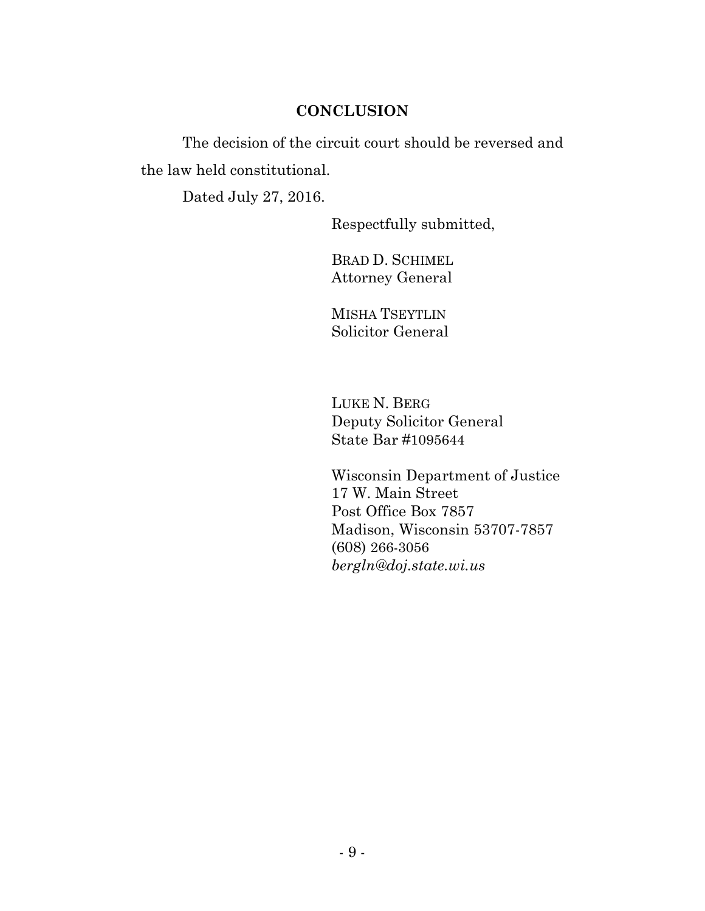## CONCLUSION

The decision of the circuit court should be reversed and the law held constitutional.

Dated July 27, 2016.

Respectfully submitted,

BRAD D. SCHIMEL
Attorney General

MISHA TSEYTLIN
Solicitor General

LUKE N. BERG
Deputy Solicitor General
State Bar #1095644

Wisconsin Department of Justice
17 W. Main Street
Post Office Box 7857
Madison, Wisconsin 53707-7857
(608) 266-3056
*bergln@doj.state.wi.us*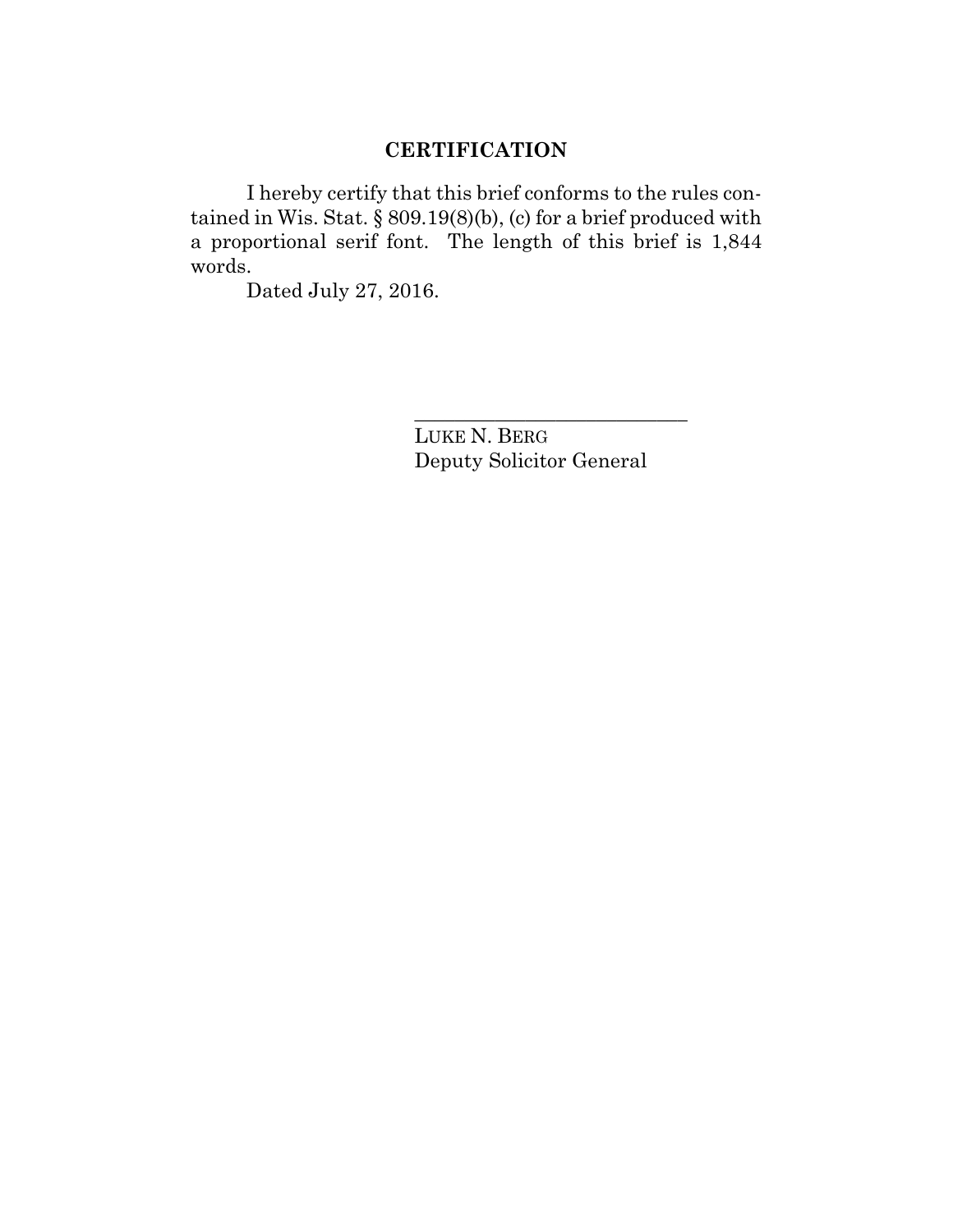## CERTIFICATION

I hereby certify that this brief conforms to the rules contained in Wis. Stat. § 809.19(8)(b), (c) for a brief produced with a proportional serif font. The length of this brief is 1,844 words.

Dated July 27, 2016.

\_\_\_\_\_\_\_\_\_\_\_\_\_\_\_\_\_\_\_\_\_\_\_\_\_\_\_\_

LUKE N. BERG
Deputy Solicitor General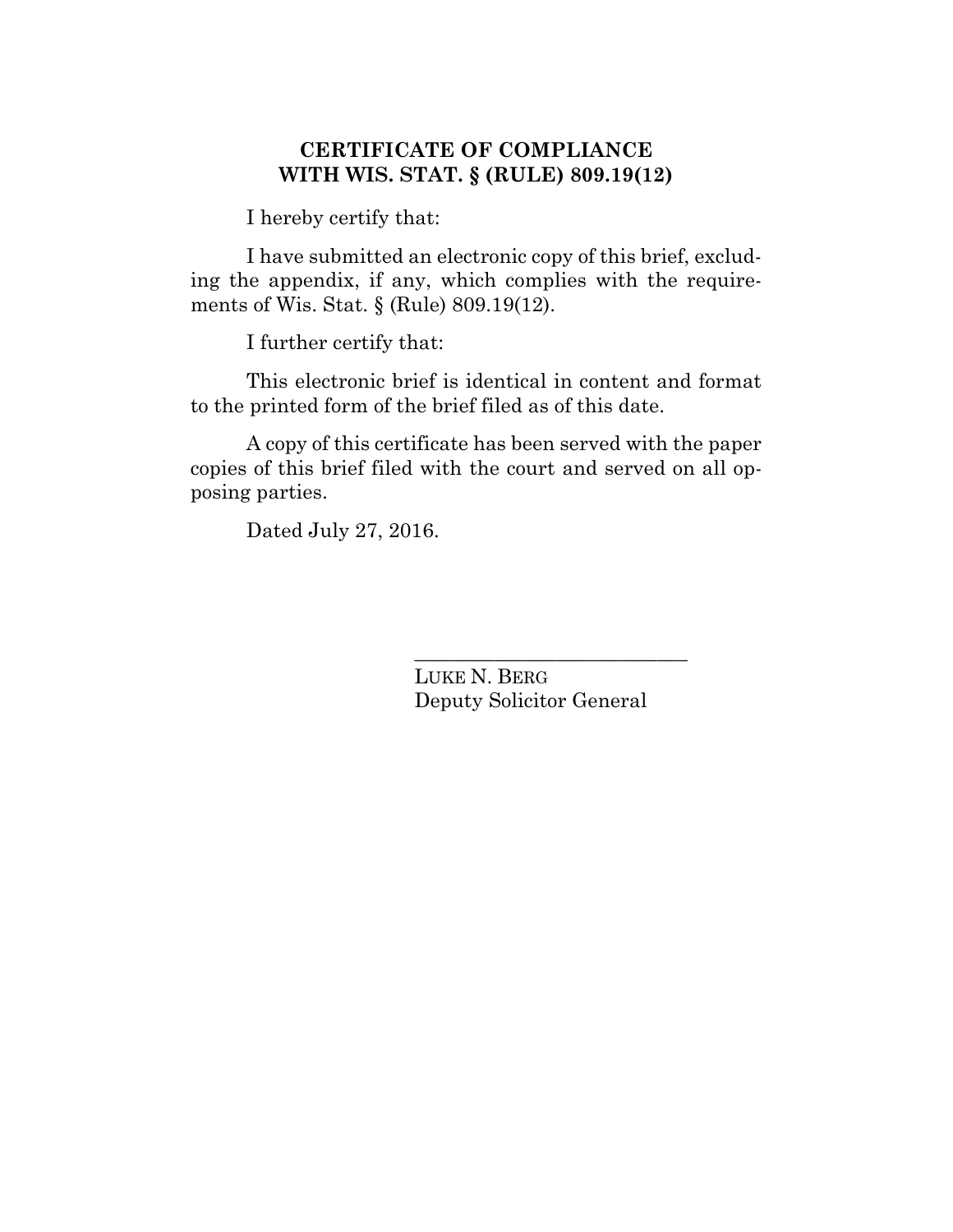**CERTIFICATE OF COMPLIANCE**
**WITH WIS. STAT. § (RULE) 809.19(12)**

I hereby certify that:

I have submitted an electronic copy of this brief, excluding the appendix, if any, which complies with the requirements of Wis. Stat. § (Rule) 809.19(12).

I further certify that:

This electronic brief is identical in content and format to the printed form of the brief filed as of this date.

A copy of this certificate has been served with the paper copies of this brief filed with the court and served on all opposing parties.

Dated July 27, 2016.

\_\_\_\_\_\_\_\_\_\_\_\_\_\_\_\_\_\_\_\_\_\_\_\_\_\_\_\_
LUKE N. BERG
Deputy Solicitor General